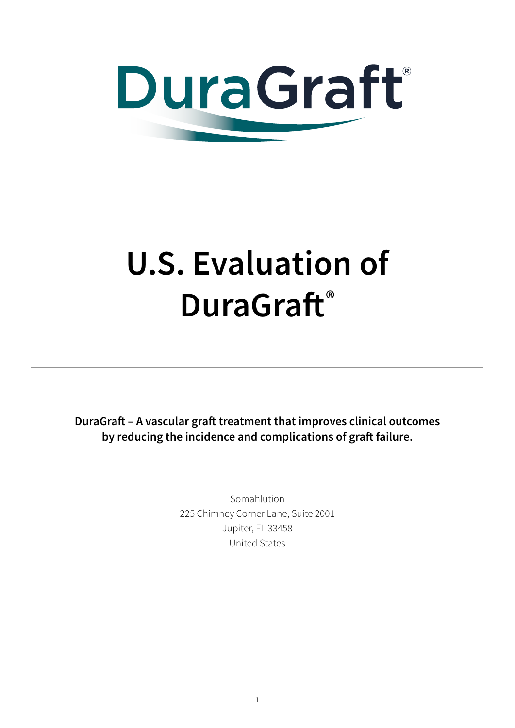DuraGraft®

# U.S. Evaluation of DuraGraft®

---

**DuraGraft – A vascular graft treatment that improves clinical outcomes by reducing the incidence and complications of graft failure.**

Somahlution
225 Chimney Corner Lane, Suite 2001
Jupiter, FL 33458
United States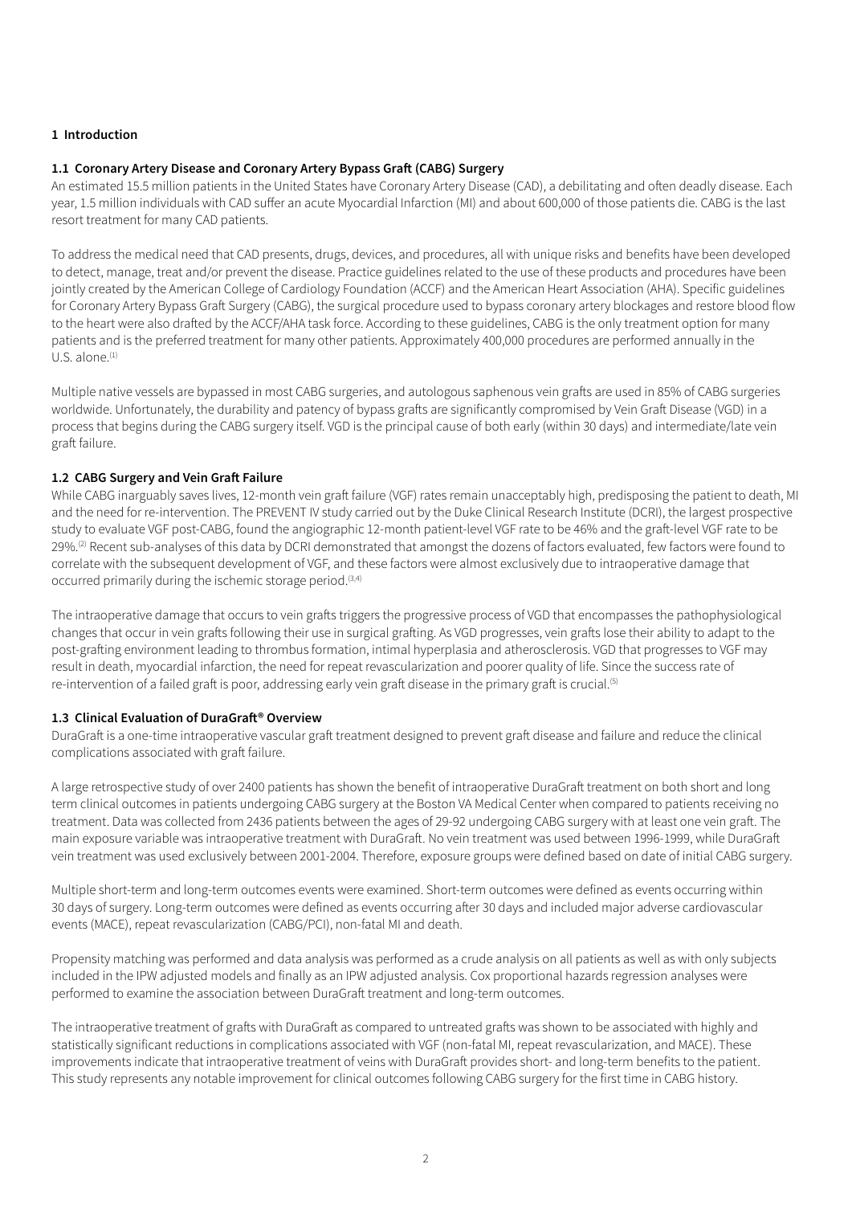## 1 Introduction

### 1.1 Coronary Artery Disease and Coronary Artery Bypass Graft (CABG) Surgery

An estimated 15.5 million patients in the United States have Coronary Artery Disease (CAD), a debilitating and often deadly disease. Each year, 1.5 million individuals with CAD suffer an acute Myocardial Infarction (MI) and about 600,000 of those patients die. CABG is the last resort treatment for many CAD patients.

To address the medical need that CAD presents, drugs, devices, and procedures, all with unique risks and benefits have been developed to detect, manage, treat and/or prevent the disease. Practice guidelines related to the use of these products and procedures have been jointly created by the American College of Cardiology Foundation (ACCF) and the American Heart Association (AHA). Specific guidelines for Coronary Artery Bypass Graft Surgery (CABG), the surgical procedure used to bypass coronary artery blockages and restore blood flow to the heart were also drafted by the ACCF/AHA task force. According to these guidelines, CABG is the only treatment option for many patients and is the preferred treatment for many other patients. Approximately 400,000 procedures are performed annually in the U.S. alone.[1]

Multiple native vessels are bypassed in most CABG surgeries, and autologous saphenous vein grafts are used in 85% of CABG surgeries worldwide. Unfortunately, the durability and patency of bypass grafts are significantly compromised by Vein Graft Disease (VGD) in a process that begins during the CABG surgery itself. VGD is the principal cause of both early (within 30 days) and intermediate/late vein graft failure.

### 1.2 CABG Surgery and Vein Graft Failure

While CABG inarguably saves lives, 12-month vein graft failure (VGF) rates remain unacceptably high, predisposing the patient to death, MI and the need for re-intervention. The PREVENT IV study carried out by the Duke Clinical Research Institute (DCRI), the largest prospective study to evaluate VGF post-CABG, found the angiographic 12-month patient-level VGF rate to be 46% and the graft-level VGF rate to be 29%.[2] Recent sub-analyses of this data by DCRI demonstrated that amongst the dozens of factors evaluated, few factors were found to correlate with the subsequent development of VGF, and these factors were almost exclusively due to intraoperative damage that occurred primarily during the ischemic storage period.[3,4]

The intraoperative damage that occurs to vein grafts triggers the progressive process of VGD that encompasses the pathophysiological changes that occur in vein grafts following their use in surgical grafting. As VGD progresses, vein grafts lose their ability to adapt to the post-grafting environment leading to thrombus formation, intimal hyperplasia and atherosclerosis. VGD that progresses to VGF may result in death, myocardial infarction, the need for repeat revascularization and poorer quality of life. Since the success rate of re-intervention of a failed graft is poor, addressing early vein graft disease in the primary graft is crucial.[5]

### 1.3 Clinical Evaluation of DuraGraft® Overview

DuraGraft is a one-time intraoperative vascular graft treatment designed to prevent graft disease and failure and reduce the clinical complications associated with graft failure.

A large retrospective study of over 2400 patients has shown the benefit of intraoperative DuraGraft treatment on both short and long term clinical outcomes in patients undergoing CABG surgery at the Boston VA Medical Center when compared to patients receiving no treatment. Data was collected from 2436 patients between the ages of 29-92 undergoing CABG surgery with at least one vein graft. The main exposure variable was intraoperative treatment with DuraGraft. No vein treatment was used between 1996-1999, while DuraGraft vein treatment was used exclusively between 2001-2004. Therefore, exposure groups were defined based on date of initial CABG surgery.

Multiple short-term and long-term outcomes events were examined. Short-term outcomes were defined as events occurring within 30 days of surgery. Long-term outcomes were defined as events occurring after 30 days and included major adverse cardiovascular events (MACE), repeat revascularization (CABG/PCI), non-fatal MI and death.

Propensity matching was performed and data analysis was performed as a crude analysis on all patients as well as with only subjects included in the IPW adjusted models and finally as an IPW adjusted analysis. Cox proportional hazards regression analyses were performed to examine the association between DuraGraft treatment and long-term outcomes.

The intraoperative treatment of grafts with DuraGraft as compared to untreated grafts was shown to be associated with highly and statistically significant reductions in complications associated with VGF (non-fatal MI, repeat revascularization, and MACE). These improvements indicate that intraoperative treatment of veins with DuraGraft provides short- and long-term benefits to the patient. This study represents any notable improvement for clinical outcomes following CABG surgery for the first time in CABG history.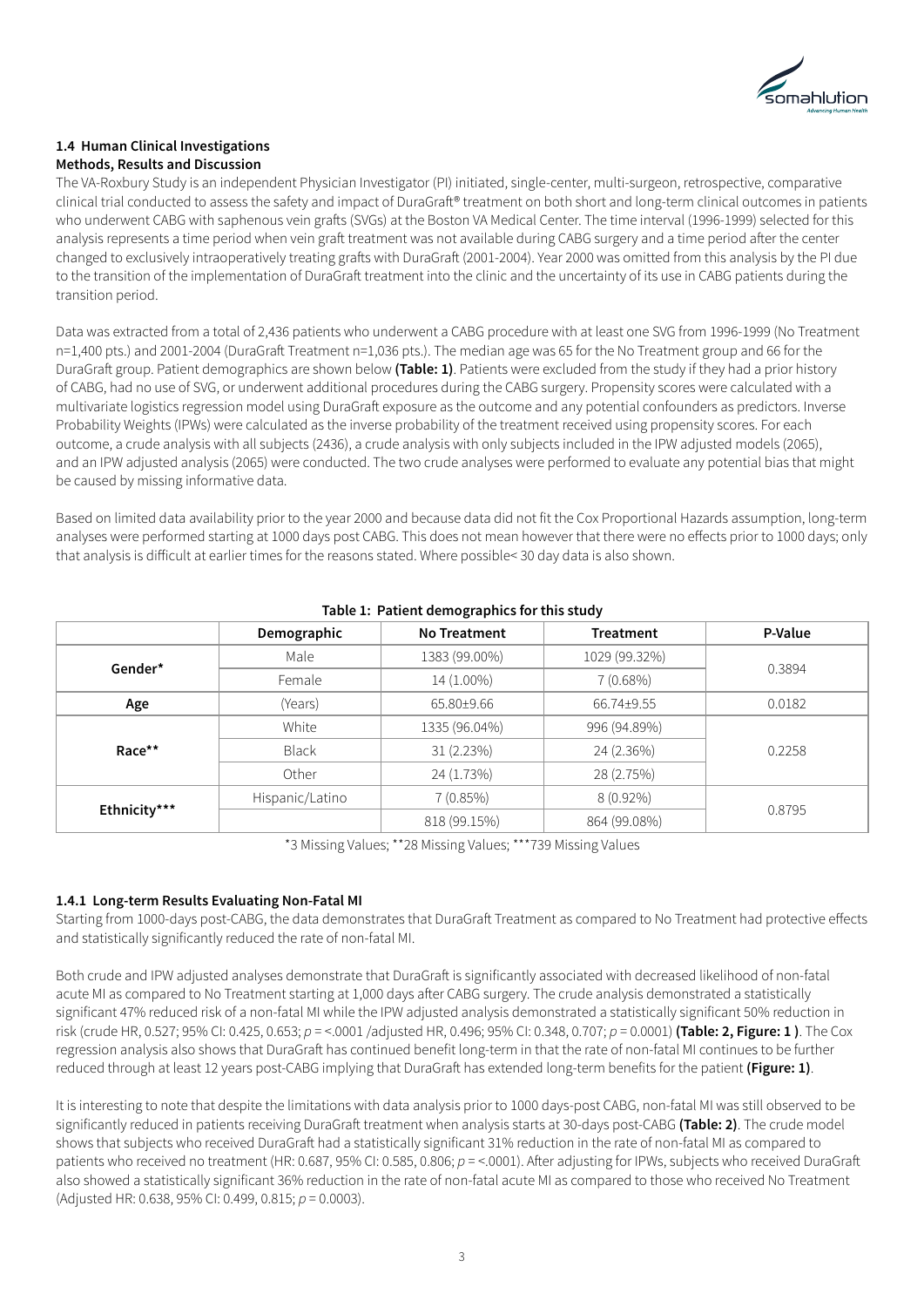## 1.4 Human Clinical Investigations

### Methods, Results and Discussion

The VA-Roxbury Study is an independent Physician Investigator (PI) initiated, single-center, multi-surgeon, retrospective, comparative clinical trial conducted to assess the safety and impact of DuraGraft® treatment on both short and long-term clinical outcomes in patients who underwent CABG with saphenous vein grafts (SVGs) at the Boston VA Medical Center. The time interval (1996-1999) selected for this analysis represents a time period when vein graft treatment was not available during CABG surgery and a time period after the center changed to exclusively intraoperatively treating grafts with DuraGraft (2001-2004). Year 2000 was omitted from this analysis by the PI due to the transition of the implementation of DuraGraft treatment into the clinic and the uncertainty of its use in CABG patients during the transition period.

Data was extracted from a total of 2,436 patients who underwent a CABG procedure with at least one SVG from 1996-1999 (No Treatment n=1,400 pts.) and 2001-2004 (DuraGraft Treatment n=1,036 pts.). The median age was 65 for the No Treatment group and 66 for the DuraGraft group. Patient demographics are shown below **(Table: 1)**. Patients were excluded from the study if they had a prior history of CABG, had no use of SVG, or underwent additional procedures during the CABG surgery. Propensity scores were calculated with a multivariate logistics regression model using DuraGraft exposure as the outcome and any potential confounders as predictors. Inverse Probability Weights (IPWs) were calculated as the inverse probability of the treatment received using propensity scores. For each outcome, a crude analysis with all subjects (2436), a crude analysis with only subjects included in the IPW adjusted models (2065), and an IPW adjusted analysis (2065) were conducted. The two crude analyses were performed to evaluate any potential bias that might be caused by missing informative data.

Based on limited data availability prior to the year 2000 and because data did not fit the Cox Proportional Hazards assumption, long-term analyses were performed starting at 1000 days post CABG. This does not mean however that there were no effects prior to 1000 days; only that analysis is difficult at earlier times for the reasons stated. Where possible< 30 day data is also shown.

**Table 1: Patient demographics for this study**

| | Demographic | No Treatment | Treatment | P-Value |
|---|---|---|---|---|
| **Gender*** | Male | 1383 (99.00%) | 1029 (99.32%) | 0.3894 |
| | Female | 14 (1.00%) | 7 (0.68%) | |
| **Age** | (Years) | 65.80±9.66 | 66.74±9.55 | 0.0182 |
| **Race**** | White | 1335 (96.04%) | 996 (94.89%) | 0.2258 |
| | Black | 31 (2.23%) | 24 (2.36%) | |
| | Other | 24 (1.73%) | 28 (2.75%) | |
| **Ethnicity***** | Hispanic/Latino | 7 (0.85%) | 8 (0.92%) | 0.8795 |
| | | 818 (99.15%) | 864 (99.08%) | |

*3 Missing Values; **28 Missing Values; ***739 Missing Values

### 1.4.1 Long-term Results Evaluating Non-Fatal MI

Starting from 1000-days post-CABG, the data demonstrates that DuraGraft Treatment as compared to No Treatment had protective effects and statistically significantly reduced the rate of non-fatal MI.

Both crude and IPW adjusted analyses demonstrate that DuraGraft is significantly associated with decreased likelihood of non-fatal acute MI as compared to No Treatment starting at 1,000 days after CABG surgery. The crude analysis demonstrated a statistically significant 47% reduced risk of a non-fatal MI while the IPW adjusted analysis demonstrated a statistically significant 50% reduction in risk (crude HR, 0.527; 95% CI: 0.425, 0.653; $p$ = <.0001 /adjusted HR, 0.496; 95% CI: 0.348, 0.707; $p$ = 0.0001) **(Table: 2, Figure: 1 )**. The Cox regression analysis also shows that DuraGraft has continued benefit long-term in that the rate of non-fatal MI continues to be further reduced through at least 12 years post-CABG implying that DuraGraft has extended long-term benefits for the patient **(Figure: 1)**.

It is interesting to note that despite the limitations with data analysis prior to 1000 days-post CABG, non-fatal MI was still observed to be significantly reduced in patients receiving DuraGraft treatment when analysis starts at 30-days post-CABG **(Table: 2)**. The crude model shows that subjects who received DuraGraft had a statistically significant 31% reduction in the rate of non-fatal MI as compared to patients who received no treatment (HR: 0.687, 95% CI: 0.585, 0.806; $p$ = <.0001). After adjusting for IPWs, subjects who received DuraGraft also showed a statistically significant 36% reduction in the rate of non-fatal acute MI as compared to those who received No Treatment (Adjusted HR: 0.638, 95% CI: 0.499, 0.815; $p$ = 0.0003).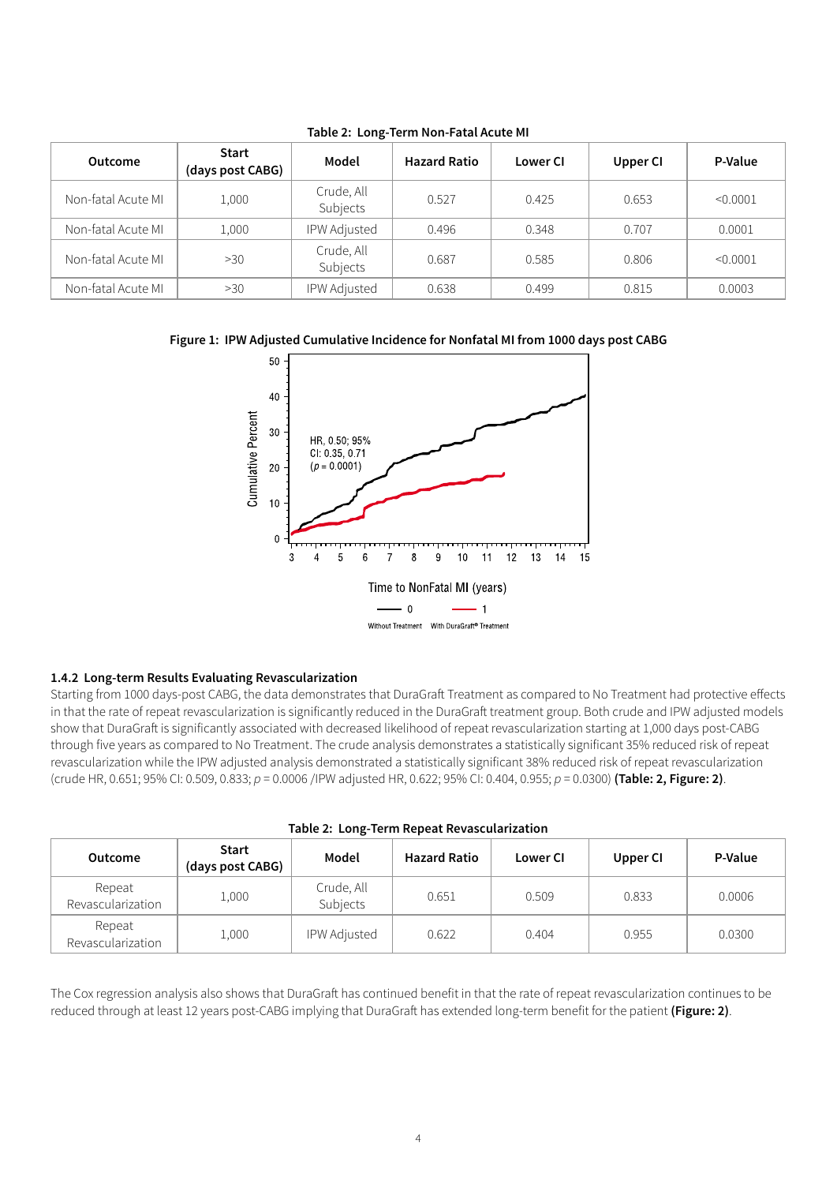**Table 2: Long-Term Non-Fatal Acute MI**

| Outcome | Start (days post CABG) | Model | Hazard Ratio | Lower CI | Upper CI | P-Value |
|---|---|---|---|---|---|---|
| Non-fatal Acute MI | 1,000 | Crude, All Subjects | 0.527 | 0.425 | 0.653 | <0.0001 |
| Non-fatal Acute MI | 1,000 | IPW Adjusted | 0.496 | 0.348 | 0.707 | 0.0001 |
| Non-fatal Acute MI | >30 | Crude, All Subjects | 0.687 | 0.585 | 0.806 | <0.0001 |
| Non-fatal Acute MI | >30 | IPW Adjusted | 0.638 | 0.499 | 0.815 | 0.0003 |

**Figure 1: IPW Adjusted Cumulative Incidence for Nonfatal MI from 1000 days post CABG**

### 1.4.2 Long-term Results Evaluating Revascularization

Starting from 1000 days-post CABG, the data demonstrates that DuraGraft Treatment as compared to No Treatment had protective effects in that the rate of repeat revascularization is significantly reduced in the DuraGraft treatment group. Both crude and IPW adjusted models show that DuraGraft is significantly associated with decreased likelihood of repeat revascularization starting at 1,000 days post-CABG through five years as compared to No Treatment. The crude analysis demonstrates a statistically significant 35% reduced risk of repeat revascularization while the IPW adjusted analysis demonstrated a statistically significant 38% reduced risk of repeat revascularization (crude HR, 0.651; 95% CI: 0.509, 0.833; $p = 0.0006$ /IPW adjusted HR, 0.622; 95% CI: 0.404, 0.955; $p = 0.0300$) **(Table: 2, Figure: 2)**.

**Table 2: Long-Term Repeat Revascularization**

| Outcome | Start (days post CABG) | Model | Hazard Ratio | Lower CI | Upper CI | P-Value |
|---|---|---|---|---|---|---|
| Repeat Revascularization | 1,000 | Crude, All Subjects | 0.651 | 0.509 | 0.833 | 0.0006 |
| Repeat Revascularization | 1,000 | IPW Adjusted | 0.622 | 0.404 | 0.955 | 0.0300 |

The Cox regression analysis also shows that DuraGraft has continued benefit in that the rate of repeat revascularization continues to be reduced through at least 12 years post-CABG implying that DuraGraft has extended long-term benefit for the patient **(Figure: 2)**.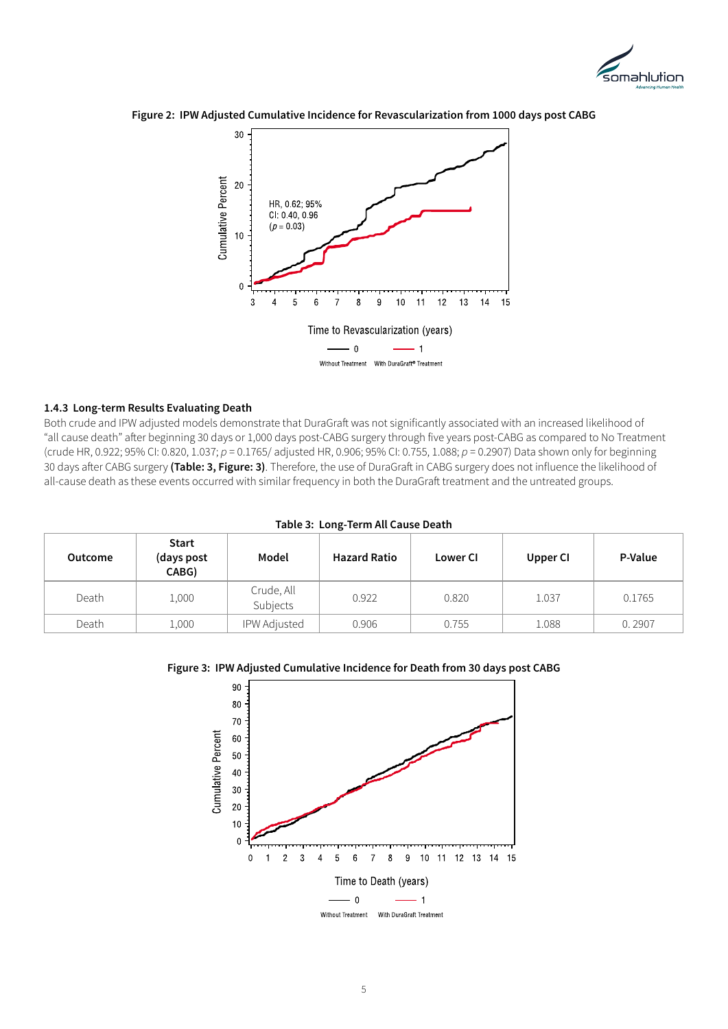**Figure 2: IPW Adjusted Cumulative Incidence for Revascularization from 1000 days post CABG**

#### 1.4.3 Long-term Results Evaluating Death

Both crude and IPW adjusted models demonstrate that DuraGraft was not significantly associated with an increased likelihood of "all cause death" after beginning 30 days or 1,000 days post-CABG surgery through five years post-CABG as compared to No Treatment (crude HR, 0.922; 95% CI: 0.820, 1.037; *p* = 0.1765/ adjusted HR, 0.906; 95% CI: 0.755, 1.088; *p* = 0.2907) Data shown only for beginning 30 days after CABG surgery **(Table: 3, Figure: 3)**. Therefore, the use of DuraGraft in CABG surgery does not influence the likelihood of all-cause death as these events occurred with similar frequency in both the DuraGraft treatment and the untreated groups.

**Table 3: Long-Term All Cause Death**

| Outcome | Start (days post CABG) | Model | Hazard Ratio | Lower CI | Upper CI | P-Value |
|---|---|---|---|---|---|---|
| Death | 1,000 | Crude, All Subjects | 0.922 | 0.820 | 1.037 | 0.1765 |
| Death | 1,000 | IPW Adjusted | 0.906 | 0.755 | 1.088 | 0. 2907 |

**Figure 3: IPW Adjusted Cumulative Incidence for Death from 30 days post CABG**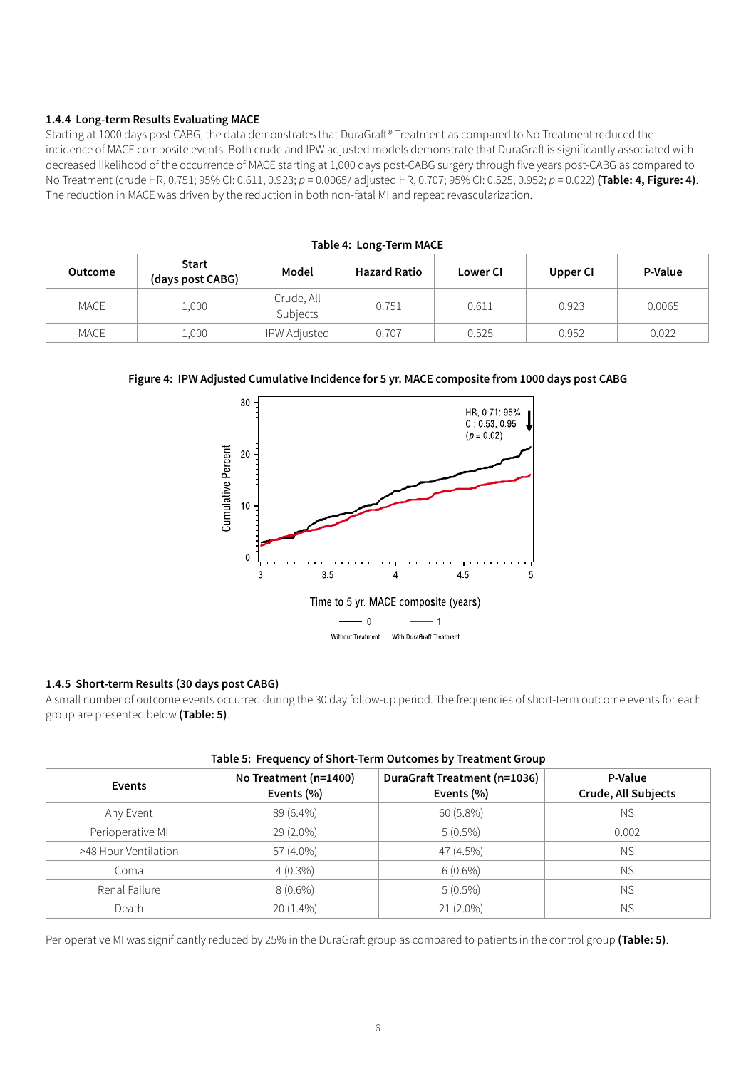### 1.4.4 Long-term Results Evaluating MACE

Starting at 1000 days post CABG, the data demonstrates that DuraGraft® Treatment as compared to No Treatment reduced the incidence of MACE composite events. Both crude and IPW adjusted models demonstrate that DuraGraft is significantly associated with decreased likelihood of the occurrence of MACE starting at 1,000 days post-CABG surgery through five years post-CABG as compared to No Treatment (crude HR, 0.751; 95% CI: 0.611, 0.923; $p = 0.0065$/ adjusted HR, 0.707; 95% CI: 0.525, 0.952; $p = 0.022$) **(Table: 4, Figure: 4)**. The reduction in MACE was driven by the reduction in both non-fatal MI and repeat revascularization.

**Table 4: Long-Term MACE**

| Outcome | Start (days post CABG) | Model | Hazard Ratio | Lower CI | Upper CI | P-Value |
|---|---|---|---|---|---|---|
| MACE | 1,000 | Crude, All Subjects | 0.751 | 0.611 | 0.923 | 0.0065 |
| MACE | 1,000 | IPW Adjusted | 0.707 | 0.525 | 0.952 | 0.022 |

**Figure 4: IPW Adjusted Cumulative Incidence for 5 yr. MACE composite from 1000 days post CABG**

### 1.4.5 Short-term Results (30 days post CABG)

A small number of outcome events occurred during the 30 day follow-up period. The frequencies of short-term outcome events for each group are presented below **(Table: 5)**.

**Table 5: Frequency of Short-Term Outcomes by Treatment Group**

| Events | No Treatment (n=1400) Events (%) | DuraGraft Treatment (n=1036) Events (%) | P-Value Crude, All Subjects |
|---|---|---|---|
| Any Event | 89 (6.4%) | 60 (5.8%) | NS |
| Perioperative MI | 29 (2.0%) | 5 (0.5%) | 0.002 |
| >48 Hour Ventilation | 57 (4.0%) | 47 (4.5%) | NS |
| Coma | 4 (0.3%) | 6 (0.6%) | NS |
| Renal Failure | 8 (0.6%) | 5 (0.5%) | NS |
| Death | 20 (1.4%) | 21 (2.0%) | NS |

Perioperative MI was significantly reduced by 25% in the DuraGraft group as compared to patients in the control group **(Table: 5)**.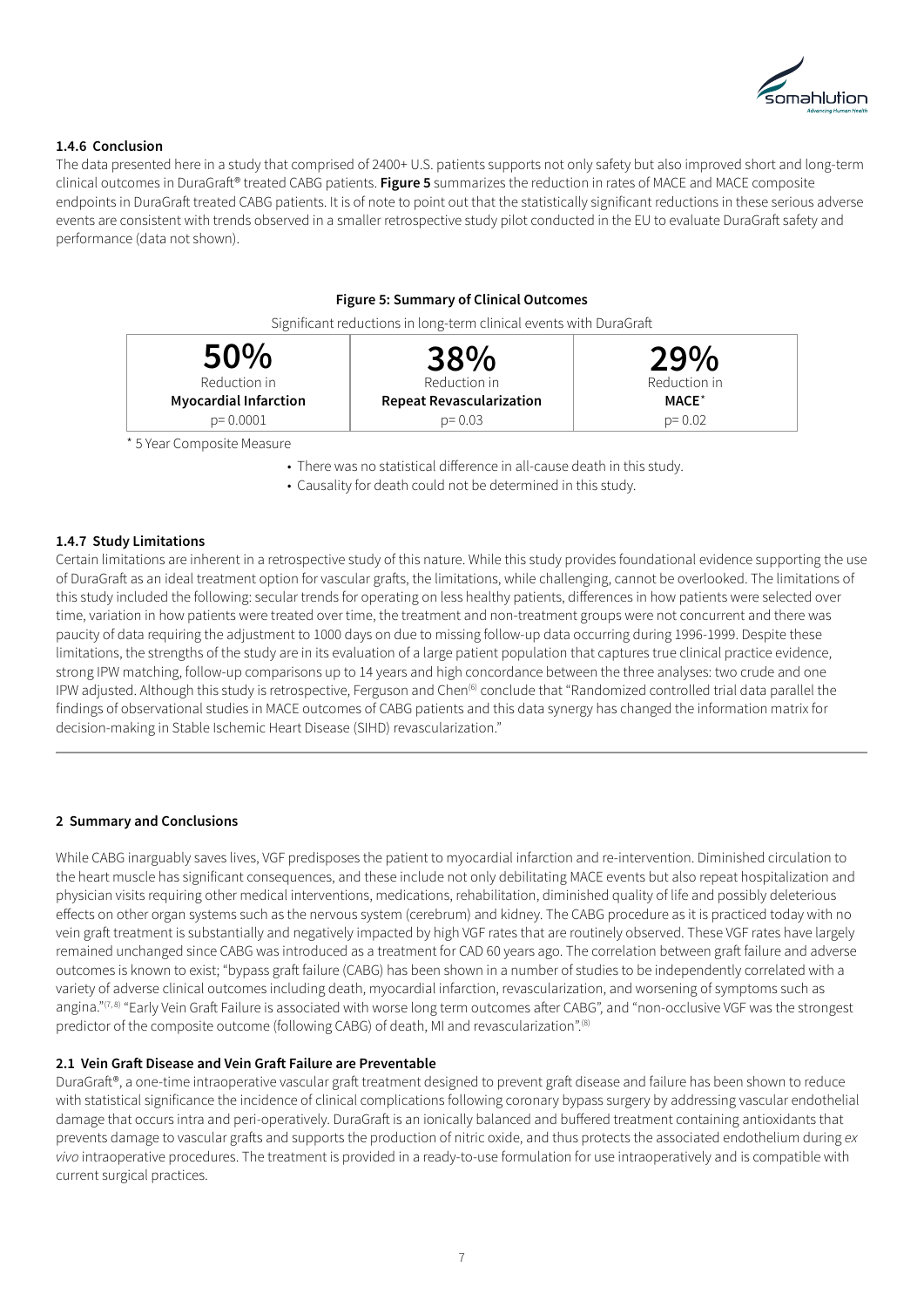### 1.4.6 Conclusion

The data presented here in a study that comprised of 2400+ U.S. patients supports not only safety but also improved short and long-term clinical outcomes in DuraGraft® treated CABG patients. **Figure 5** summarizes the reduction in rates of MACE and MACE composite endpoints in DuraGraft treated CABG patients. It is of note to point out that the statistically significant reductions in these serious adverse events are consistent with trends observed in a smaller retrospective study pilot conducted in the EU to evaluate DuraGraft safety and performance (data not shown).

**Figure 5: Summary of Clinical Outcomes**

Significant reductions in long-term clinical events with DuraGraft

| 50% Reduction in **Myocardial Infarction** p= 0.0001 | 38% Reduction in **Repeat Revascularization** p= 0.03 | 29% Reduction in **MACE*** p= 0.02 |
|---|---|---|

\* 5 Year Composite Measure

- There was no statistical difference in all-cause death in this study.
- Causality for death could not be determined in this study.

### 1.4.7 Study Limitations

Certain limitations are inherent in a retrospective study of this nature. While this study provides foundational evidence supporting the use of DuraGraft as an ideal treatment option for vascular grafts, the limitations, while challenging, cannot be overlooked. The limitations of this study included the following: secular trends for operating on less healthy patients, differences in how patients were selected over time, variation in how patients were treated over time, the treatment and non-treatment groups were not concurrent and there was paucity of data requiring the adjustment to 1000 days on due to missing follow-up data occurring during 1996-1999. Despite these limitations, the strengths of the study are in its evaluation of a large patient population that captures true clinical practice evidence, strong IPW matching, follow-up comparisons up to 14 years and high concordance between the three analyses: two crude and one IPW adjusted. Although this study is retrospective, Ferguson and Chen[6] conclude that "Randomized controlled trial data parallel the findings of observational studies in MACE outcomes of CABG patients and this data synergy has changed the information matrix for decision-making in Stable Ischemic Heart Disease (SIHD) revascularization."

## 2 Summary and Conclusions

While CABG inarguably saves lives, VGF predisposes the patient to myocardial infarction and re-intervention. Diminished circulation to the heart muscle has significant consequences, and these include not only debilitating MACE events but also repeat hospitalization and physician visits requiring other medical interventions, medications, rehabilitation, diminished quality of life and possibly deleterious effects on other organ systems such as the nervous system (cerebrum) and kidney. The CABG procedure as it is practiced today with no vein graft treatment is substantially and negatively impacted by high VGF rates that are routinely observed. These VGF rates have largely remained unchanged since CABG was introduced as a treatment for CAD 60 years ago. The correlation between graft failure and adverse outcomes is known to exist; "bypass graft failure (CABG) has been shown in a number of studies to be independently correlated with a variety of adverse clinical outcomes including death, myocardial infarction, revascularization, and worsening of symptoms such as angina."[7, 8] "Early Vein Graft Failure is associated with worse long term outcomes after CABG", and "non-occlusive VGF was the strongest predictor of the composite outcome (following CABG) of death, MI and revascularization".[8]

### 2.1 Vein Graft Disease and Vein Graft Failure are Preventable

DuraGraft®, a one-time intraoperative vascular graft treatment designed to prevent graft disease and failure has been shown to reduce with statistical significance the incidence of clinical complications following coronary bypass surgery by addressing vascular endothelial damage that occurs intra and peri-operatively. DuraGraft is an ionically balanced and buffered treatment containing antioxidants that prevents damage to vascular grafts and supports the production of nitric oxide, and thus protects the associated endothelium during *ex vivo* intraoperative procedures. The treatment is provided in a ready-to-use formulation for use intraoperatively and is compatible with current surgical practices.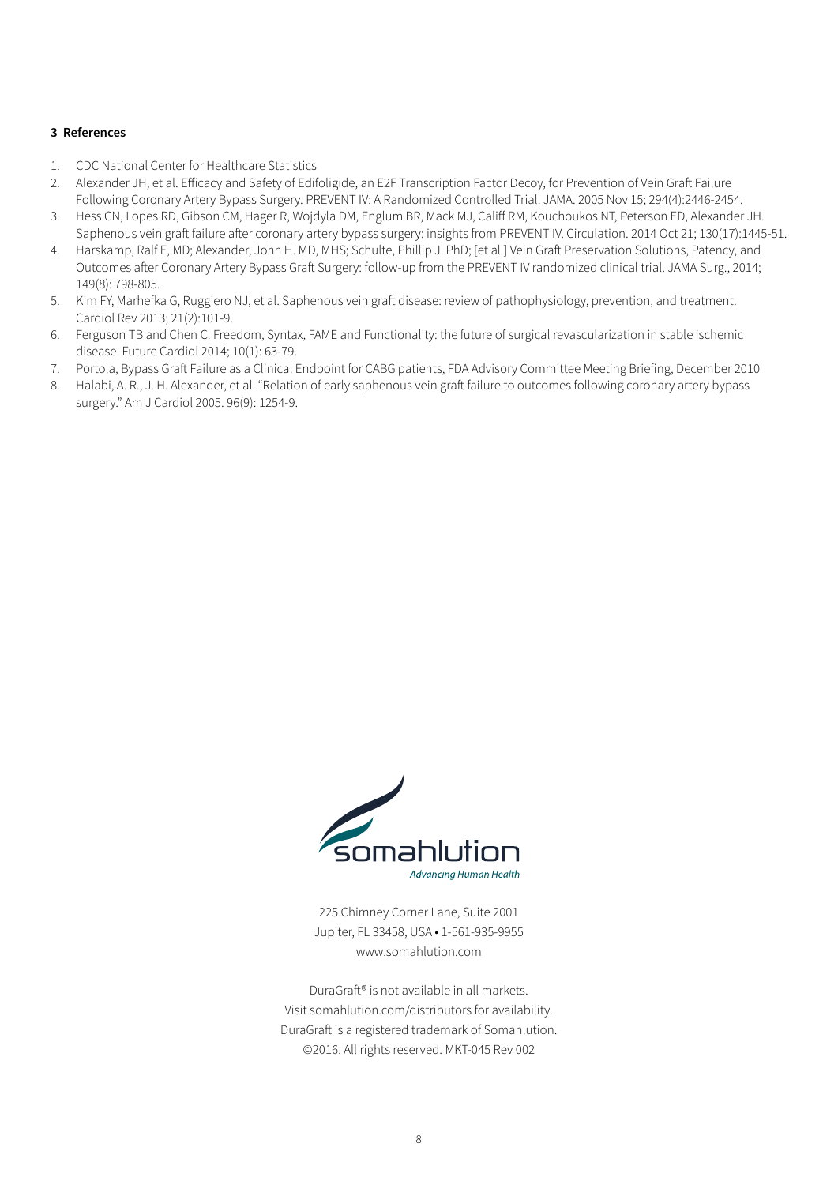## 3 References

1. CDC National Center for Healthcare Statistics
2. Alexander JH, et al. Efficacy and Safety of Edifoligide, an E2F Transcription Factor Decoy, for Prevention of Vein Graft Failure Following Coronary Artery Bypass Surgery. PREVENT IV: A Randomized Controlled Trial. JAMA. 2005 Nov 15; 294(4):2446-2454.
3. Hess CN, Lopes RD, Gibson CM, Hager R, Wojdyla DM, Englum BR, Mack MJ, Califf RM, Kouchoukos NT, Peterson ED, Alexander JH. Saphenous vein graft failure after coronary artery bypass surgery: insights from PREVENT IV. Circulation. 2014 Oct 21; 130(17):1445-51.
4. Harskamp, Ralf E, MD; Alexander, John H. MD, MHS; Schulte, Phillip J. PhD; [et al.] Vein Graft Preservation Solutions, Patency, and Outcomes after Coronary Artery Bypass Graft Surgery: follow-up from the PREVENT IV randomized clinical trial. JAMA Surg., 2014; 149(8): 798-805.
5. Kim FY, Marhefka G, Ruggiero NJ, et al. Saphenous vein graft disease: review of pathophysiology, prevention, and treatment. Cardiol Rev 2013; 21(2):101-9.
6. Ferguson TB and Chen C. Freedom, Syntax, FAME and Functionality: the future of surgical revascularization in stable ischemic disease. Future Cardiol 2014; 10(1): 63-79.
7. Portola, Bypass Graft Failure as a Clinical Endpoint for CABG patients, FDA Advisory Committee Meeting Briefing, December 2010
8. Halabi, A. R., J. H. Alexander, et al. "Relation of early saphenous vein graft failure to outcomes following coronary artery bypass surgery." Am J Cardiol 2005. 96(9): 1254-9.

somahlution

*Advancing Human Health*

225 Chimney Corner Lane, Suite 2001
Jupiter, FL 33458, USA • 1-561-935-9955
www.somahlution.com

DuraGraft® is not available in all markets.
Visit somahlution.com/distributors for availability.
DuraGraft is a registered trademark of Somahlution.
©2016. All rights reserved. MKT-045 Rev 002